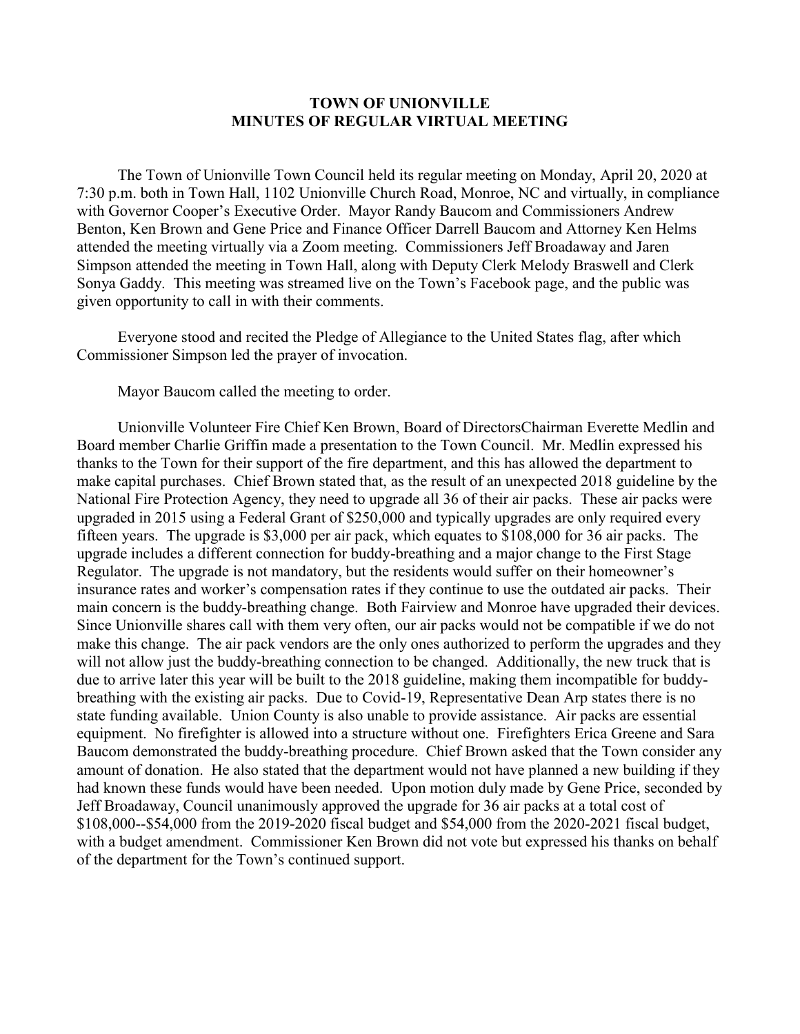# TOWN OF UNIONVILLE
## MINUTES OF REGULAR VIRTUAL MEETING

The Town of Unionville Town Council held its regular meeting on Monday, April 20, 2020 at 7:30 p.m. both in Town Hall, 1102 Unionville Church Road, Monroe, NC and virtually, in compliance with Governor Cooper's Executive Order. Mayor Randy Baucom and Commissioners Andrew Benton, Ken Brown and Gene Price and Finance Officer Darrell Baucom and Attorney Ken Helms attended the meeting virtually via a Zoom meeting. Commissioners Jeff Broadaway and Jaren Simpson attended the meeting in Town Hall, along with Deputy Clerk Melody Braswell and Clerk Sonya Gaddy. This meeting was streamed live on the Town's Facebook page, and the public was given opportunity to call in with their comments.

Everyone stood and recited the Pledge of Allegiance to the United States flag, after which Commissioner Simpson led the prayer of invocation.

Mayor Baucom called the meeting to order.

Unionville Volunteer Fire Chief Ken Brown, Board of DirectorsChairman Everette Medlin and Board member Charlie Griffin made a presentation to the Town Council. Mr. Medlin expressed his thanks to the Town for their support of the fire department, and this has allowed the department to make capital purchases. Chief Brown stated that, as the result of an unexpected 2018 guideline by the National Fire Protection Agency, they need to upgrade all 36 of their air packs. These air packs were upgraded in 2015 using a Federal Grant of $250,000 and typically upgrades are only required every fifteen years. The upgrade is $3,000 per air pack, which equates to $108,000 for 36 air packs. The upgrade includes a different connection for buddy-breathing and a major change to the First Stage Regulator. The upgrade is not mandatory, but the residents would suffer on their homeowner's insurance rates and worker's compensation rates if they continue to use the outdated air packs. Their main concern is the buddy-breathing change. Both Fairview and Monroe have upgraded their devices. Since Unionville shares call with them very often, our air packs would not be compatible if we do not make this change. The air pack vendors are the only ones authorized to perform the upgrades and they will not allow just the buddy-breathing connection to be changed. Additionally, the new truck that is due to arrive later this year will be built to the 2018 guideline, making them incompatible for buddy-breathing with the existing air packs. Due to Covid-19, Representative Dean Arp states there is no state funding available. Union County is also unable to provide assistance. Air packs are essential equipment. No firefighter is allowed into a structure without one. Firefighters Erica Greene and Sara Baucom demonstrated the buddy-breathing procedure. Chief Brown asked that the Town consider any amount of donation. He also stated that the department would not have planned a new building if they had known these funds would have been needed. Upon motion duly made by Gene Price, seconded by Jeff Broadaway, Council unanimously approved the upgrade for 36 air packs at a total cost of $108,000--$54,000 from the 2019-2020 fiscal budget and $54,000 from the 2020-2021 fiscal budget, with a budget amendment. Commissioner Ken Brown did not vote but expressed his thanks on behalf of the department for the Town's continued support.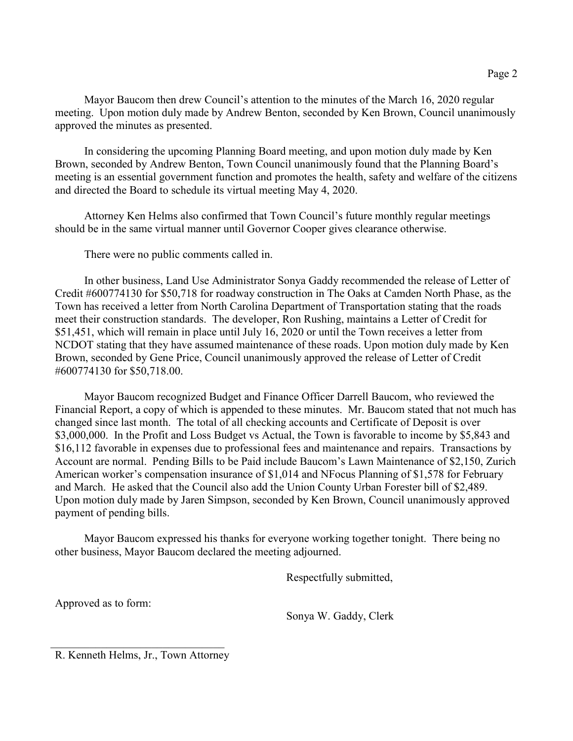Mayor Baucom then drew Council's attention to the minutes of the March 16, 2020 regular meeting. Upon motion duly made by Andrew Benton, seconded by Ken Brown, Council unanimously approved the minutes as presented.

In considering the upcoming Planning Board meeting, and upon motion duly made by Ken Brown, seconded by Andrew Benton, Town Council unanimously found that the Planning Board's meeting is an essential government function and promotes the health, safety and welfare of the citizens and directed the Board to schedule its virtual meeting May 4, 2020.

Attorney Ken Helms also confirmed that Town Council's future monthly regular meetings should be in the same virtual manner until Governor Cooper gives clearance otherwise.

There were no public comments called in.

In other business, Land Use Administrator Sonya Gaddy recommended the release of Letter of Credit #600774130 for $50,718 for roadway construction in The Oaks at Camden North Phase, as the Town has received a letter from North Carolina Department of Transportation stating that the roads meet their construction standards. The developer, Ron Rushing, maintains a Letter of Credit for $51,451, which will remain in place until July 16, 2020 or until the Town receives a letter from NCDOT stating that they have assumed maintenance of these roads. Upon motion duly made by Ken Brown, seconded by Gene Price, Council unanimously approved the release of Letter of Credit #600774130 for $50,718.00.

Mayor Baucom recognized Budget and Finance Officer Darrell Baucom, who reviewed the Financial Report, a copy of which is appended to these minutes. Mr. Baucom stated that not much has changed since last month. The total of all checking accounts and Certificate of Deposit is over $3,000,000. In the Profit and Loss Budget vs Actual, the Town is favorable to income by $5,843 and $16,112 favorable in expenses due to professional fees and maintenance and repairs. Transactions by Account are normal. Pending Bills to be Paid include Baucom's Lawn Maintenance of $2,150, Zurich American worker's compensation insurance of $1,014 and NFocus Planning of $1,578 for February and March. He asked that the Council also add the Union County Urban Forester bill of $2,489. Upon motion duly made by Jaren Simpson, seconded by Ken Brown, Council unanimously approved payment of pending bills.

Mayor Baucom expressed his thanks for everyone working together tonight. There being no other business, Mayor Baucom declared the meeting adjourned.

Respectfully submitted,

Approved as to form:

Sonya W. Gaddy, Clerk

\_\_\_\_\_\_\_\_\_\_\_\_\_\_\_\_\_\_\_\_\_\_\_\_\_\_\_\_\_\_\_\_\_\_\_\_

R. Kenneth Helms, Jr., Town Attorney